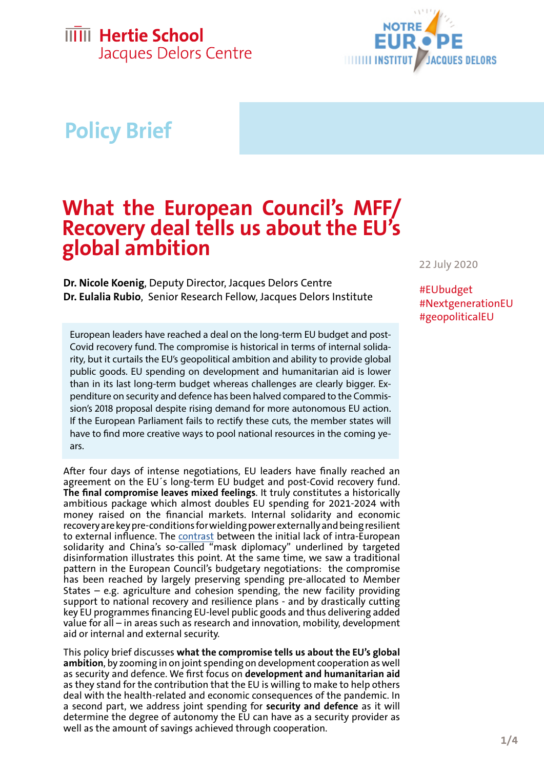Hertie School
Jacques Delors Centre

NOTRE EUROPE
INSTITUT JACQUES DELORS

Policy Brief

# What the European Council's MFF/ Recovery deal tells us about the EU's global ambition

**Dr. Nicole Koenig**, Deputy Director, Jacques Delors Centre
**Dr. Eulalia Rubio**, Senior Research Fellow, Jacques Delors Institute

22 July 2020

#EUbudget
#NextgenerationEU
#geopoliticalEU

European leaders have reached a deal on the long-term EU budget and post-Covid recovery fund. The compromise is historical in terms of internal solidarity, but it curtails the EU's geopolitical ambition and ability to provide global public goods. EU spending on development and humanitarian aid is lower than in its last long-term budget whereas challenges are clearly bigger. Expenditure on security and defence has been halved compared to the Commission's 2018 proposal despite rising demand for more autonomous EU action. If the European Parliament fails to rectify these cuts, the member states will have to find more creative ways to pool national resources in the coming years.

After four days of intense negotiations, EU leaders have finally reached an agreement on the EU´s long-term EU budget and post-Covid recovery fund. **The final compromise leaves mixed feelings**. It truly constitutes a historically ambitious package which almost doubles EU spending for 2021-2024 with money raised on the financial markets. Internal solidarity and economic recovery are key pre-conditions for wielding power externally and being resilient to external influence. The contrast between the initial lack of intra-European solidarity and China's so-called "mask diplomacy" underlined by targeted disinformation illustrates this point. At the same time, we saw a traditional pattern in the European Council's budgetary negotiations: the compromise has been reached by largely preserving spending pre-allocated to Member States – e.g. agriculture and cohesion spending, the new facility providing support to national recovery and resilience plans - and by drastically cutting key EU programmes financing EU-level public goods and thus delivering added value for all – in areas such as research and innovation, mobility, development aid or internal and external security.

This policy brief discusses **what the compromise tells us about the EU's global ambition**, by zooming in on joint spending on development cooperation as well as security and defence. We first focus on **development and humanitarian aid** as they stand for the contribution that the EU is willing to make to help others deal with the health-related and economic consequences of the pandemic. In a second part, we address joint spending for **security and defence** as it will determine the degree of autonomy the EU can have as a security provider as well as the amount of savings achieved through cooperation.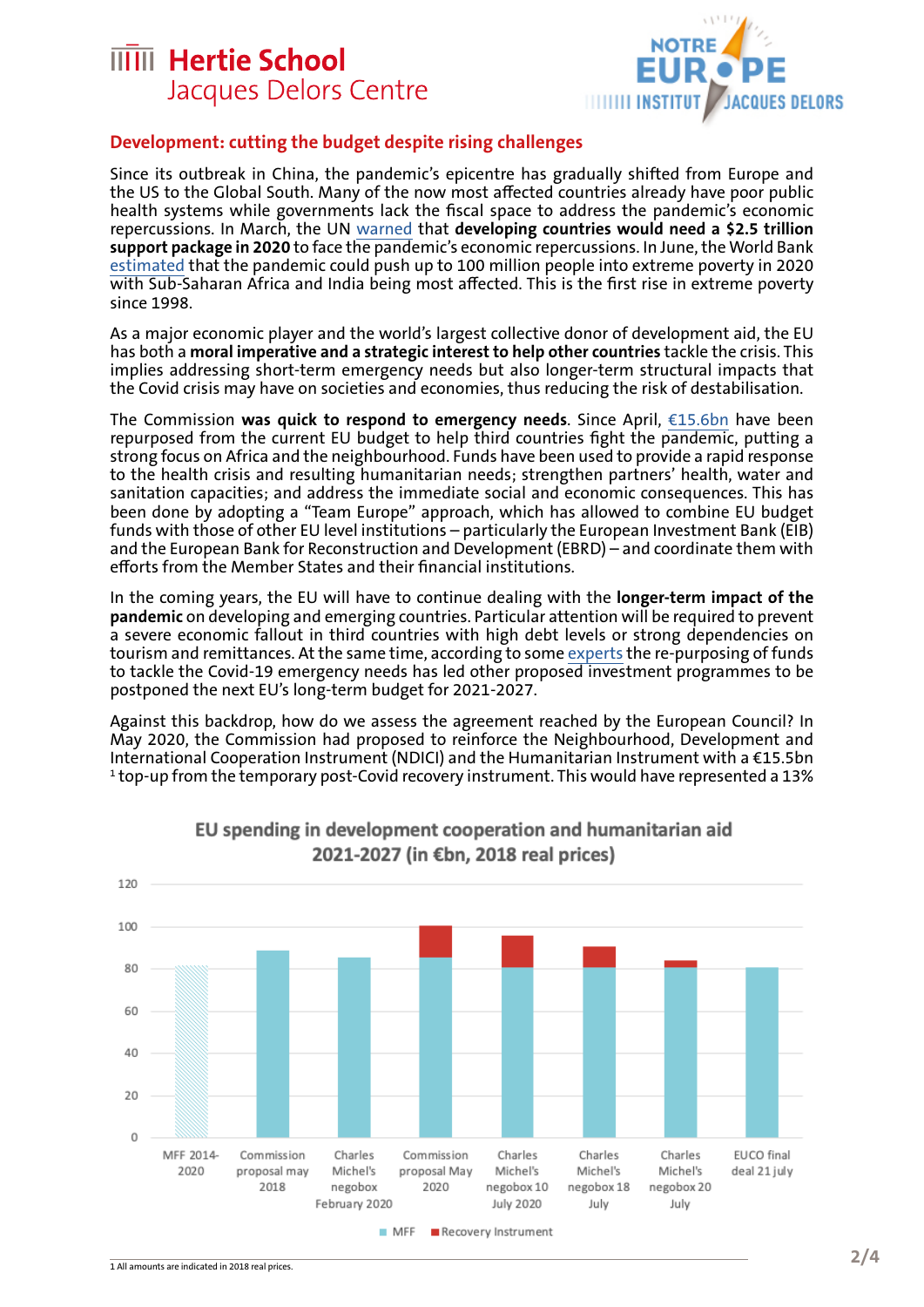## Development: cutting the budget despite rising challenges

Since its outbreak in China, the pandemic's epicentre has gradually shifted from Europe and the US to the Global South. Many of the now most affected countries already have poor public health systems while governments lack the fiscal space to address the pandemic's economic repercussions. In March, the UN warned that **developing countries would need a $2.5 trillion support package in 2020** to face the pandemic's economic repercussions. In June, the World Bank estimated that the pandemic could push up to 100 million people into extreme poverty in 2020 with Sub-Saharan Africa and India being most affected. This is the first rise in extreme poverty since 1998.

As a major economic player and the world's largest collective donor of development aid, the EU has both a **moral imperative and a strategic interest to help other countries** tackle the crisis. This implies addressing short-term emergency needs but also longer-term structural impacts that the Covid crisis may have on societies and economies, thus reducing the risk of destabilisation.

The Commission **was quick to respond to emergency needs**. Since April, €15.6bn have been repurposed from the current EU budget to help third countries fight the pandemic, putting a strong focus on Africa and the neighbourhood. Funds have been used to provide a rapid response to the health crisis and resulting humanitarian needs; strengthen partners' health, water and sanitation capacities; and address the immediate social and economic consequences. This has been done by adopting a "Team Europe" approach, which has allowed to combine EU budget funds with those of other EU level institutions – particularly the European Investment Bank (EIB) and the European Bank for Reconstruction and Development (EBRD) – and coordinate them with efforts from the Member States and their financial institutions.

In the coming years, the EU will have to continue dealing with the **longer-term impact of the pandemic** on developing and emerging countries. Particular attention will be required to prevent a severe economic fallout in third countries with high debt levels or strong dependencies on tourism and remittances. At the same time, according to some experts the re-purposing of funds to tackle the Covid-19 emergency needs has led other proposed investment programmes to be postponed the next EU's long-term budget for 2021-2027.

Against this backdrop, how do we assess the agreement reached by the European Council? In May 2020, the Commission had proposed to reinforce the Neighbourhood, Development and International Cooperation Instrument (NDICI) and the Humanitarian Instrument with a €15.5bn [1] top-up from the temporary post-Covid recovery instrument. This would have represented a 13%

**EU spending in development cooperation and humanitarian aid 2021-2027 (in €bn, 2018 real prices)**

Categories: MFF 2014-2020; Commission proposal may 2018; Charles Michel's negobox February 2020; Commission proposal May 2020; Charles Michel's negobox 10 July 2020; Charles Michel's negobox 18 July; Charles Michel's negobox 20 July; EUCO final deal 21 july

Legend: MFF; Recovery Instrument

[1] All amounts are indicated in 2018 real prices.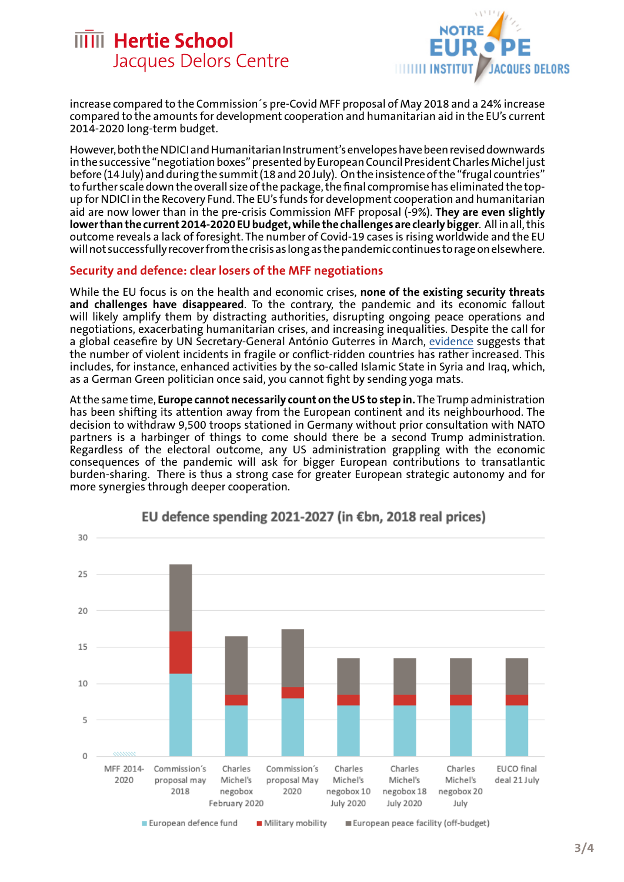increase compared to the Commission´s pre-Covid MFF proposal of May 2018 and a 24% increase compared to the amounts for development cooperation and humanitarian aid in the EU's current 2014-2020 long-term budget.

However, both the NDICI and Humanitarian Instrument's envelopes have been revised downwards in the successive "negotiation boxes" presented by European Council President Charles Michel just before (14 July) and during the summit (18 and 20 July). On the insistence of the "frugal countries" to further scale down the overall size of the package, the final compromise has eliminated the top-up for NDICI in the Recovery Fund. The EU's funds for development cooperation and humanitarian aid are now lower than in the pre-crisis Commission MFF proposal (-9%). **They are even slightly lower than the current 2014-2020 EU budget, while the challenges are clearly bigger**. All in all, this outcome reveals a lack of foresight. The number of Covid-19 cases is rising worldwide and the EU will not successfully recover from the crisis as long as the pandemic continues to rage on elsewhere.

## Security and defence: clear losers of the MFF negotiations

While the EU focus is on the health and economic crises, **none of the existing security threats and challenges have disappeared**. To the contrary, the pandemic and its economic fallout will likely amplify them by distracting authorities, disrupting ongoing peace operations and negotiations, exacerbating humanitarian crises, and increasing inequalities. Despite the call for a global ceasefire by UN Secretary-General António Guterres in March, evidence suggests that the number of violent incidents in fragile or conflict-ridden countries has rather increased. This includes, for instance, enhanced activities by the so-called Islamic State in Syria and Iraq, which, as a German Green politician once said, you cannot fight by sending yoga mats.

At the same time, **Europe cannot necessarily count on the US to step in.** The Trump administration has been shifting its attention away from the European continent and its neighbourhood. The decision to withdraw 9,500 troops stationed in Germany without prior consultation with NATO partners is a harbinger of things to come should there be a second Trump administration. Regardless of the electoral outcome, any US administration grappling with the economic consequences of the pandemic will ask for bigger European contributions to transatlantic burden-sharing. There is thus a strong case for greater European strategic autonomy and for more synergies through deeper cooperation.

EU defence spending 2021-2027 (in €bn, 2018 real prices)

Categories: MFF 2014-2020; Commission´s proposal may 2018; Charles Michel's negobox February 2020; Commission´s proposal May 2020; Charles Michel's negobox 10 July 2020; Charles Michel's negobox 18 July 2020; Charles Michel's negobox 20 July; EUCO final deal 21 July

Legend: European defence fund; Military mobility; European peace facility (off-budget)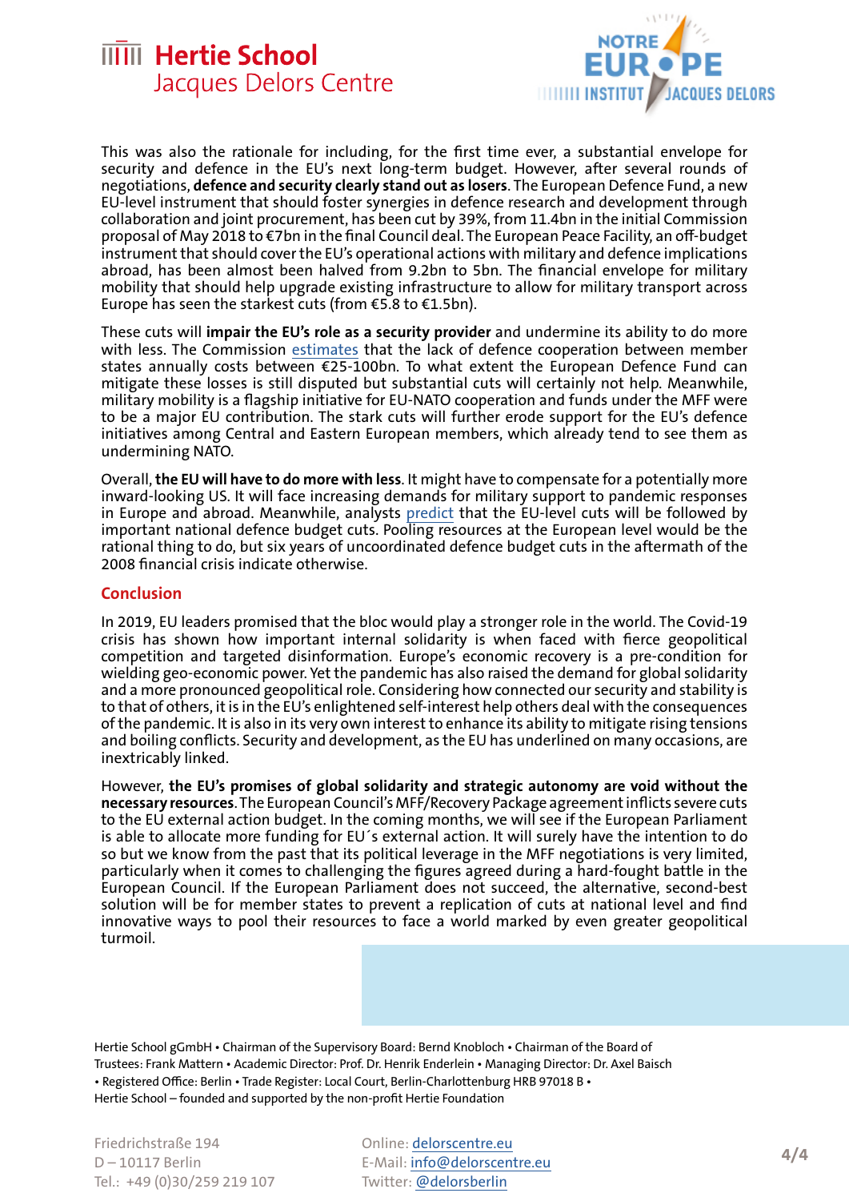This was also the rationale for including, for the first time ever, a substantial envelope for security and defence in the EU's next long-term budget. However, after several rounds of negotiations, **defence and security clearly stand out as losers**. The European Defence Fund, a new EU-level instrument that should foster synergies in defence research and development through collaboration and joint procurement, has been cut by 39%, from 11.4bn in the initial Commission proposal of May 2018 to €7bn in the final Council deal. The European Peace Facility, an off-budget instrument that should cover the EU's operational actions with military and defence implications abroad, has been almost been halved from 9.2bn to 5bn. The financial envelope for military mobility that should help upgrade existing infrastructure to allow for military transport across Europe has seen the starkest cuts (from €5.8 to €1.5bn).

These cuts will **impair the EU's role as a security provider** and undermine its ability to do more with less. The Commission estimates that the lack of defence cooperation between member states annually costs between €25-100bn. To what extent the European Defence Fund can mitigate these losses is still disputed but substantial cuts will certainly not help. Meanwhile, military mobility is a flagship initiative for EU-NATO cooperation and funds under the MFF were to be a major EU contribution. The stark cuts will further erode support for the EU's defence initiatives among Central and Eastern European members, which already tend to see them as undermining NATO.

Overall, **the EU will have to do more with less**. It might have to compensate for a potentially more inward-looking US. It will face increasing demands for military support to pandemic responses in Europe and abroad. Meanwhile, analysts predict that the EU-level cuts will be followed by important national defence budget cuts. Pooling resources at the European level would be the rational thing to do, but six years of uncoordinated defence budget cuts in the aftermath of the 2008 financial crisis indicate otherwise.

## Conclusion

In 2019, EU leaders promised that the bloc would play a stronger role in the world. The Covid-19 crisis has shown how important internal solidarity is when faced with fierce geopolitical competition and targeted disinformation. Europe's economic recovery is a pre-condition for wielding geo-economic power. Yet the pandemic has also raised the demand for global solidarity and a more pronounced geopolitical role. Considering how connected our security and stability is to that of others, it is in the EU's enlightened self-interest help others deal with the consequences of the pandemic. It is also in its very own interest to enhance its ability to mitigate rising tensions and boiling conflicts. Security and development, as the EU has underlined on many occasions, are inextricably linked.

However, **the EU's promises of global solidarity and strategic autonomy are void without the necessary resources**. The European Council's MFF/Recovery Package agreement inflicts severe cuts to the EU external action budget. In the coming months, we will see if the European Parliament is able to allocate more funding for EU´s external action. It will surely have the intention to do so but we know from the past that its political leverage in the MFF negotiations is very limited, particularly when it comes to challenging the figures agreed during a hard-fought battle in the European Council. If the European Parliament does not succeed, the alternative, second-best solution will be for member states to prevent a replication of cuts at national level and find innovative ways to pool their resources to face a world marked by even greater geopolitical turmoil.

Hertie School gGmbH • Chairman of the Supervisory Board: Bernd Knobloch • Chairman of the Board of Trustees: Frank Mattern • Academic Director: Prof. Dr. Henrik Enderlein • Managing Director: Dr. Axel Baisch • Registered Office: Berlin • Trade Register: Local Court, Berlin-Charlottenburg HRB 97018 B • Hertie School – founded and supported by the non-profit Hertie Foundation

Friedrichstraße 194
D – 10117 Berlin
Tel.: +49 (0)30/259 219 107

Online: delorscentre.eu
E-Mail: info@delorscentre.eu
Twitter: @delorsberlin